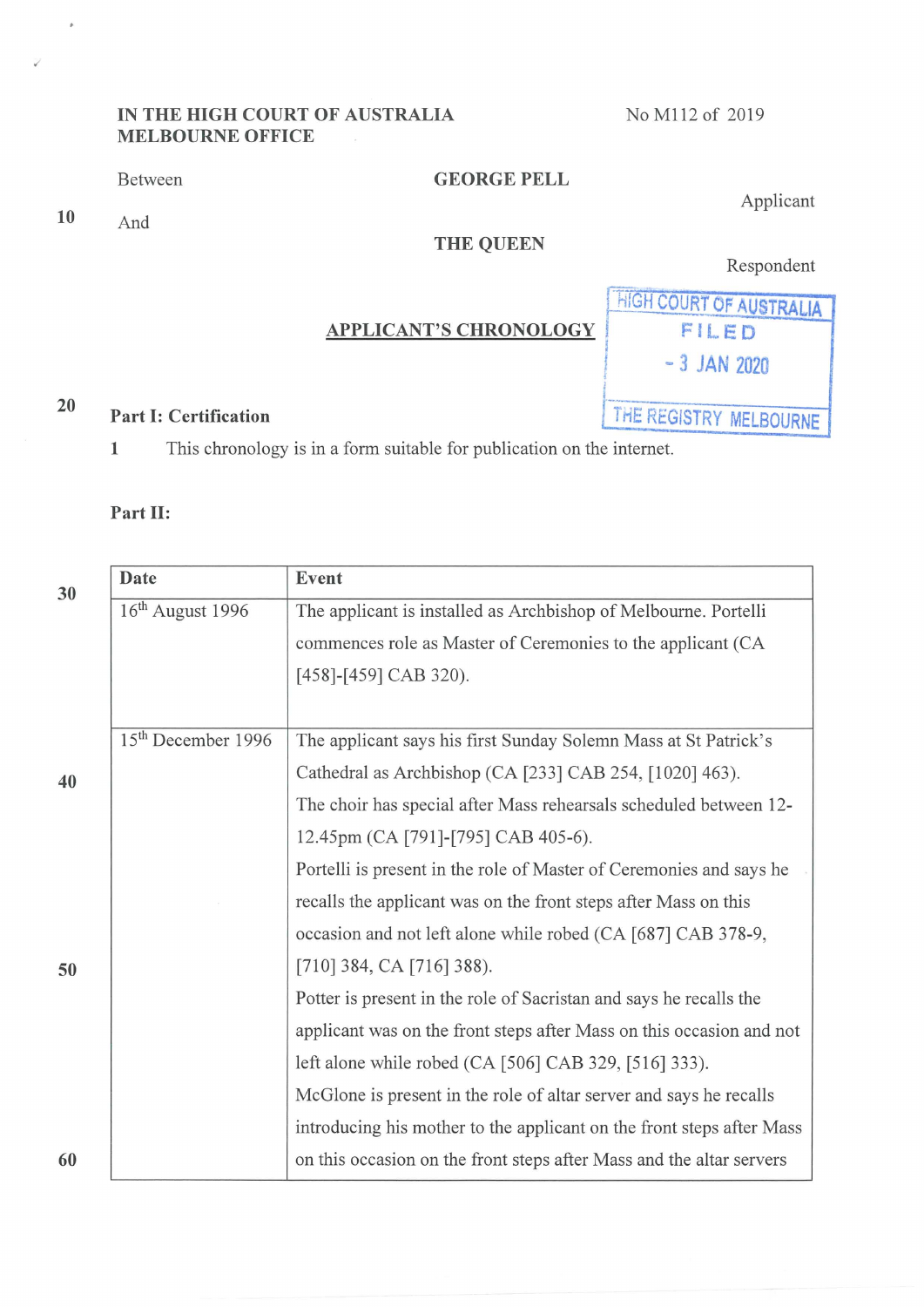IN THE HIGH COURT OF AUSTRALIA
MELBOURNE OFFICE

No M112 of 2019

Between

**GEORGE PELL**

Applicant

And

**THE QUEEN**

Respondent

HIGH COURT OF AUSTRALIA
FILED
- 3 JAN 2020
THE REGISTRY MELBOURNE

## APPLICANT'S CHRONOLOGY

### Part I: Certification

1 This chronology is in a form suitable for publication on the internet.

### Part II:

| Date | Event |
|---|---|
| 16th August 1996 | The applicant is installed as Archbishop of Melbourne. Portelli commences role as Master of Ceremonies to the applicant (CA [458]-[459] CAB 320). |
| 15th December 1996 | The applicant says his first Sunday Solemn Mass at St Patrick's Cathedral as Archbishop (CA [233] CAB 254, [1020] 463). The choir has special after Mass rehearsals scheduled between 12-12.45pm (CA [791]-[795] CAB 405-6). Portelli is present in the role of Master of Ceremonies and says he recalls the applicant was on the front steps after Mass on this occasion and not left alone while robed (CA [687] CAB 378-9, [710] 384, CA [716] 388). Potter is present in the role of Sacristan and says he recalls the applicant was on the front steps after Mass on this occasion and not left alone while robed (CA [506] CAB 329, [516] 333). McGlone is present in the role of altar server and says he recalls introducing his mother to the applicant on the front steps after Mass on this occasion on the front steps after Mass and the altar servers |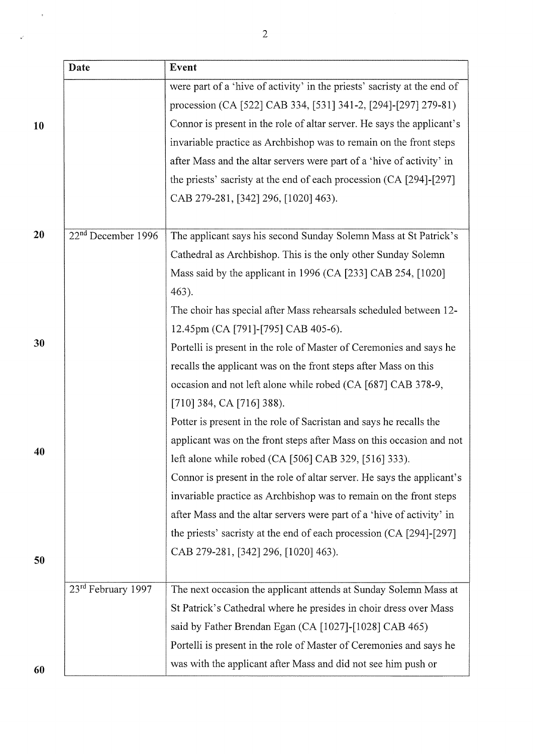| Date | Event |
|---|---|
| | were part of a 'hive of activity' in the priests' sacristy at the end of procession (CA [522] CAB 334, [531] 341-2, [294]-[297] 279-81) Connor is present in the role of altar server. He says the applicant's invariable practice as Archbishop was to remain on the front steps after Mass and the altar servers were part of a 'hive of activity' in the priests' sacristy at the end of each procession (CA [294]-[297] CAB 279-281, [342] 296, [1020] 463). |
| 22nd December 1996 | The applicant says his second Sunday Solemn Mass at St Patrick's Cathedral as Archbishop. This is the only other Sunday Solemn Mass said by the applicant in 1996 (CA [233] CAB 254, [1020] 463).<br>The choir has special after Mass rehearsals scheduled between 12-12.45pm (CA [791]-[795] CAB 405-6).<br>Portelli is present in the role of Master of Ceremonies and says he recalls the applicant was on the front steps after Mass on this occasion and not left alone while robed (CA [687] CAB 378-9, [710] 384, CA [716] 388).<br>Potter is present in the role of Sacristan and says he recalls the applicant was on the front steps after Mass on this occasion and not left alone while robed (CA [506] CAB 329, [516] 333).<br>Connor is present in the role of altar server. He says the applicant's invariable practice as Archbishop was to remain on the front steps after Mass and the altar servers were part of a 'hive of activity' in the priests' sacristy at the end of each procession (CA [294]-[297] CAB 279-281, [342] 296, [1020] 463). |
| 23rd February 1997 | The next occasion the applicant attends at Sunday Solemn Mass at St Patrick's Cathedral where he presides in choir dress over Mass said by Father Brendan Egan (CA [1027]-[1028] CAB 465)<br>Portelli is present in the role of Master of Ceremonies and says he was with the applicant after Mass and did not see him push or |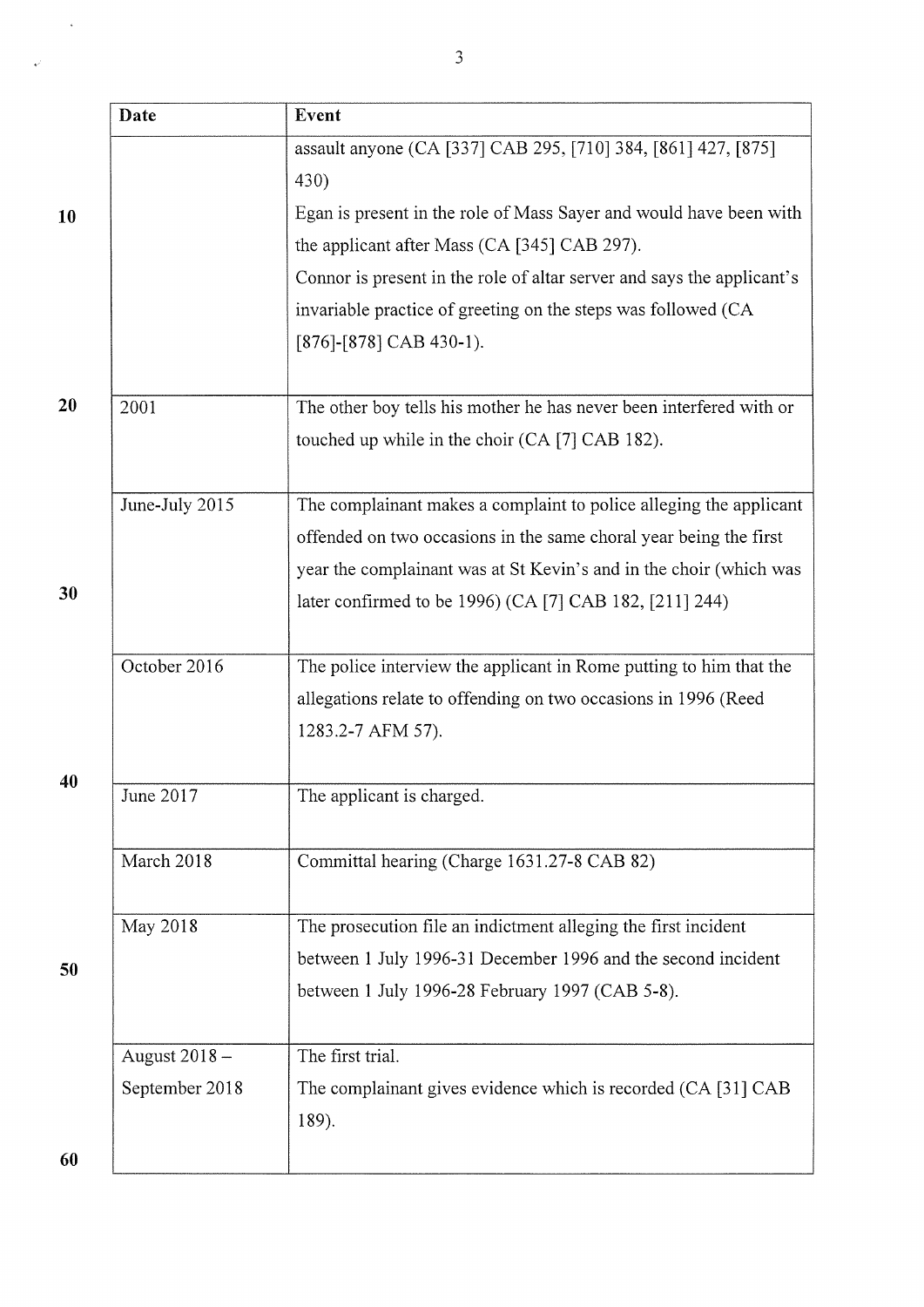| Date | Event |
| --- | --- |
| | assault anyone (CA [337] CAB 295, [710] 384, [861] 427, [875] 430)<br>Egan is present in the role of Mass Sayer and would have been with the applicant after Mass (CA [345] CAB 297).<br>Connor is present in the role of altar server and says the applicant's invariable practice of greeting on the steps was followed (CA [876]-[878] CAB 430-1). |
| 2001 | The other boy tells his mother he has never been interfered with or touched up while in the choir (CA [7] CAB 182). |
| June-July 2015 | The complainant makes a complaint to police alleging the applicant offended on two occasions in the same choral year being the first year the complainant was at St Kevin's and in the choir (which was later confirmed to be 1996) (CA [7] CAB 182, [211] 244) |
| October 2016 | The police interview the applicant in Rome putting to him that the allegations relate to offending on two occasions in 1996 (Reed 1283.2-7 AFM 57). |
| June 2017 | The applicant is charged. |
| March 2018 | Committal hearing (Charge 1631.27-8 CAB 82) |
| May 2018 | The prosecution file an indictment alleging the first incident between 1 July 1996-31 December 1996 and the second incident between 1 July 1996-28 February 1997 (CAB 5-8). |
| August 2018 – September 2018 | The first trial.<br>The complainant gives evidence which is recorded (CA [31] CAB 189). |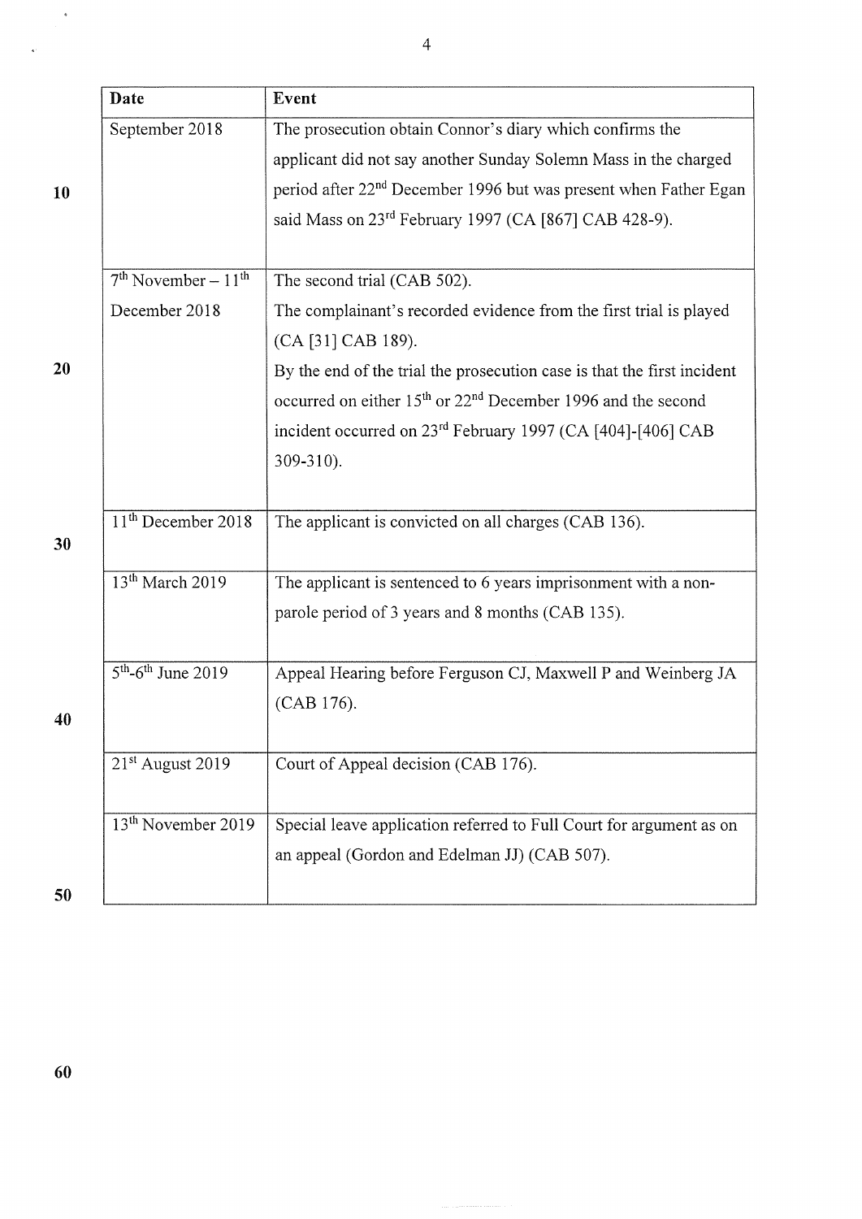| Date | Event |
|---|---|
| September 2018 | The prosecution obtain Connor's diary which confirms the applicant did not say another Sunday Solemn Mass in the charged period after 22nd December 1996 but was present when Father Egan said Mass on 23rd February 1997 (CA [867] CAB 428-9). |
| 7th November – 11th December 2018 | The second trial (CAB 502). The complainant's recorded evidence from the first trial is played (CA [31] CAB 189). By the end of the trial the prosecution case is that the first incident occurred on either 15th or 22nd December 1996 and the second incident occurred on 23rd February 1997 (CA [404]-[406] CAB 309-310). |
| 11th December 2018 | The applicant is convicted on all charges (CAB 136). |
| 13th March 2019 | The applicant is sentenced to 6 years imprisonment with a non-parole period of 3 years and 8 months (CAB 135). |
| 5th-6th June 2019 | Appeal Hearing before Ferguson CJ, Maxwell P and Weinberg JA (CAB 176). |
| 21st August 2019 | Court of Appeal decision (CAB 176). |
| 13th November 2019 | Special leave application referred to Full Court for argument as on an appeal (Gordon and Edelman JJ) (CAB 507). |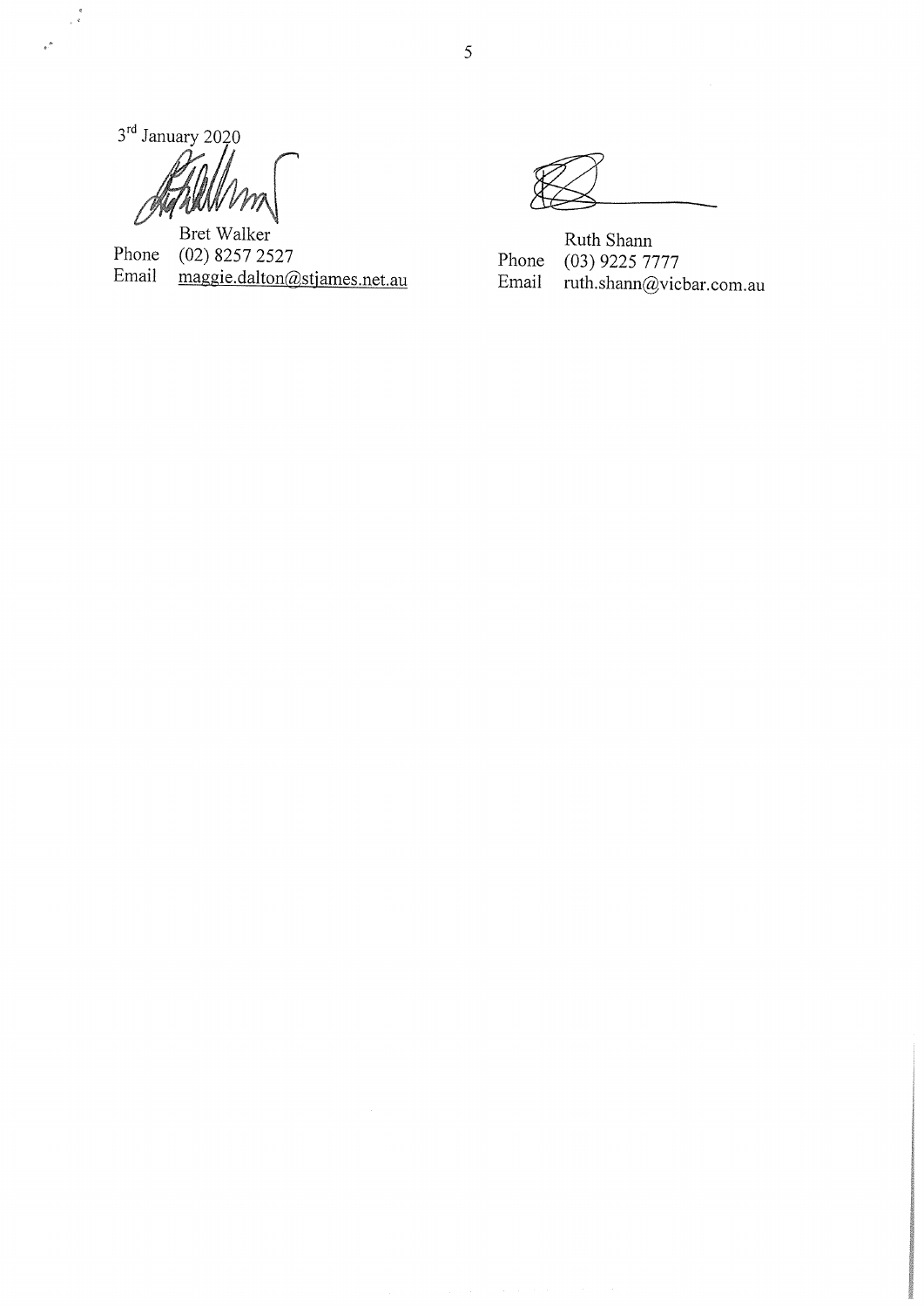3rd January 2020

Bret Walker
Phone (02) 8257 2527
Email maggie.dalton@stjames.net.au

Ruth Shann
Phone (03) 9225 7777
Email ruth.shann@vicbar.com.au